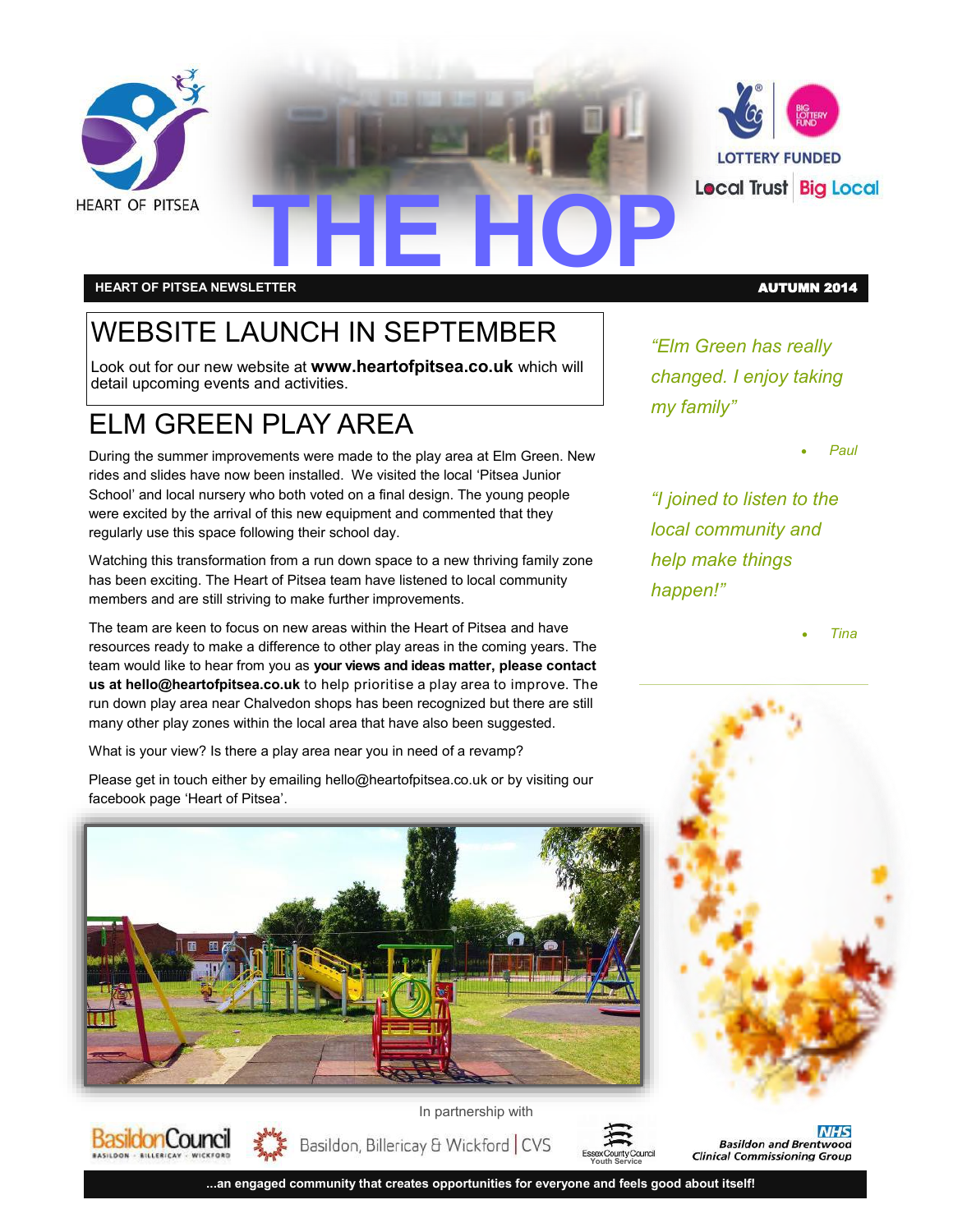HEART OF PITSEA

# THE HOP

LOTTERY FUNDED

Local Trust | Big Local

**HEART OF PITSEA NEWSLETTER** **AUTUMN 2014**

## WEBSITE LAUNCH IN SEPTEMBER

Look out for our new website at **www.heartofpitsea.co.uk** which will detail upcoming events and activities.

## ELM GREEN PLAY AREA

During the summer improvements were made to the play area at Elm Green. New rides and slides have now been installed. We visited the local 'Pitsea Junior School' and local nursery who both voted on a final design. The young people were excited by the arrival of this new equipment and commented that they regularly use this space following their school day.

Watching this transformation from a run down space to a new thriving family zone has been exciting. The Heart of Pitsea team have listened to local community members and are still striving to make further improvements.

The team are keen to focus on new areas within the Heart of Pitsea and have resources ready to make a difference to other play areas in the coming years. The team would like to hear from you as **your views and ideas matter, please contact us at hello@heartofpitsea.co.uk** to help prioritise a play area to improve. The run down play area near Chalvedon shops has been recognized but there are still many other play zones within the local area that have also been suggested.

What is your view? Is there a play area near you in need of a revamp?

Please get in touch either by emailing hello@heartofpitsea.co.uk or by visiting our facebook page 'Heart of Pitsea'.

*"Elm Green has really changed. I enjoy taking my family"*

- *Paul*

*"I joined to listen to the local community and help make things happen!"*

- *Tina*

In partnership with

Basildon Council · Basildon, Billericay & Wickford CVS · Essex County Council Youth Service · NHS Basildon and Brentwood Clinical Commissioning Group

**...an engaged community that creates opportunities for everyone and feels good about itself!**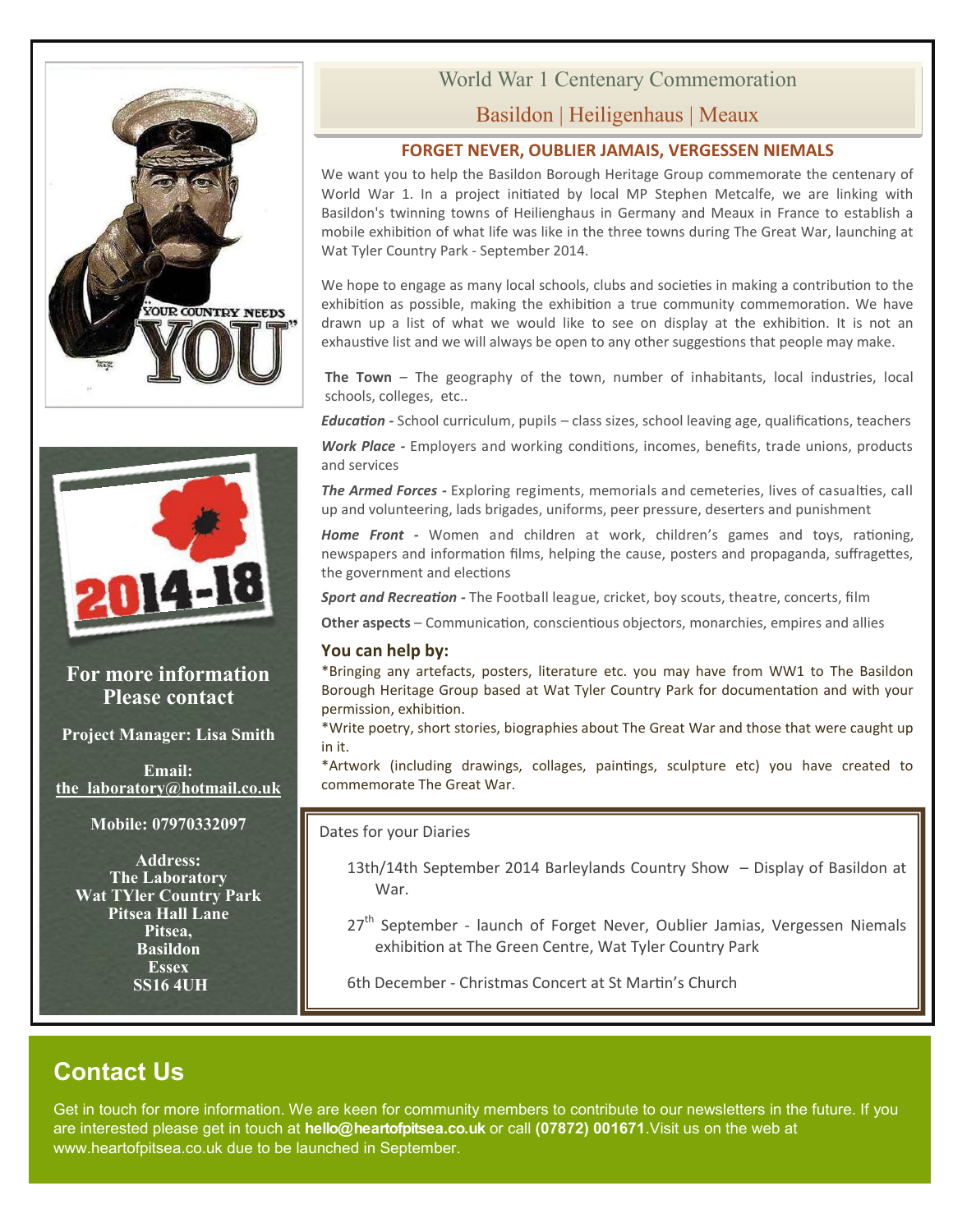# World War 1 Centenary Commemoration

## Basildon | Heiligenhaus | Meaux

### FORGET NEVER, OUBLIER JAMAIS, VERGESSEN NIEMALS

We want you to help the Basildon Borough Heritage Group commemorate the centenary of World War 1. In a project initiated by local MP Stephen Metcalfe, we are linking with Basildon's twinning towns of Heilienghaus in Germany and Meaux in France to establish a mobile exhibition of what life was like in the three towns during The Great War, launching at Wat Tyler Country Park - September 2014.

We hope to engage as many local schools, clubs and societies in making a contribution to the exhibition as possible, making the exhibition a true community commemoration. We have drawn up a list of what we would like to see on display at the exhibition. It is not an exhaustive list and we will always be open to any other suggestions that people may make.

**The Town** – The geography of the town, number of inhabitants, local industries, local schools, colleges, etc..

***Education -*** School curriculum, pupils – class sizes, school leaving age, qualifications, teachers

***Work Place -*** Employers and working conditions, incomes, benefits, trade unions, products and services

***The Armed Forces -*** Exploring regiments, memorials and cemeteries, lives of casualties, call up and volunteering, lads brigades, uniforms, peer pressure, deserters and punishment

***Home Front -*** Women and children at work, children's games and toys, rationing, newspapers and information films, helping the cause, posters and propaganda, suffragettes, the government and elections

***Sport and Recreation -*** The Football league, cricket, boy scouts, theatre, concerts, film

**Other aspects** – Communication, conscientious objectors, monarchies, empires and allies

**You can help by:**

*Bringing any artefacts, posters, literature etc. you may have from WW1 to The Basildon Borough Heritage Group based at Wat Tyler Country Park for documentation and with your permission, exhibition.

*Write poetry, short stories, biographies about The Great War and those that were caught up in it.

*Artwork (including drawings, collages, paintings, sculpture etc) you have created to commemorate The Great War.

Dates for your Diaries

13th/14th September 2014 Barleylands Country Show – Display of Basildon at War.

27th September - launch of Forget Never, Oublier Jamias, Vergessen Niemals exhibition at The Green Centre, Wat Tyler Country Park

6th December - Christmas Concert at St Martin's Church

**For more information Please contact**

**Project Manager: Lisa Smith**

**Email:** **the_laboratory@hotmail.co.uk**

**Mobile: 07970332097**

**Address:**
**The Laboratory**
**Wat TYler Country Park**
**Pitsea Hall Lane**
**Pitsea,**
**Basildon**
**Essex**
**SS16 4UH**

## Contact Us

Get in touch for more information. We are keen for community members to contribute to our newsletters in the future. If you are interested please get in touch at **hello@heartofpitsea.co.uk** or call **(07872) 001671**.Visit us on the web at www.heartofpitsea.co.uk due to be launched in September.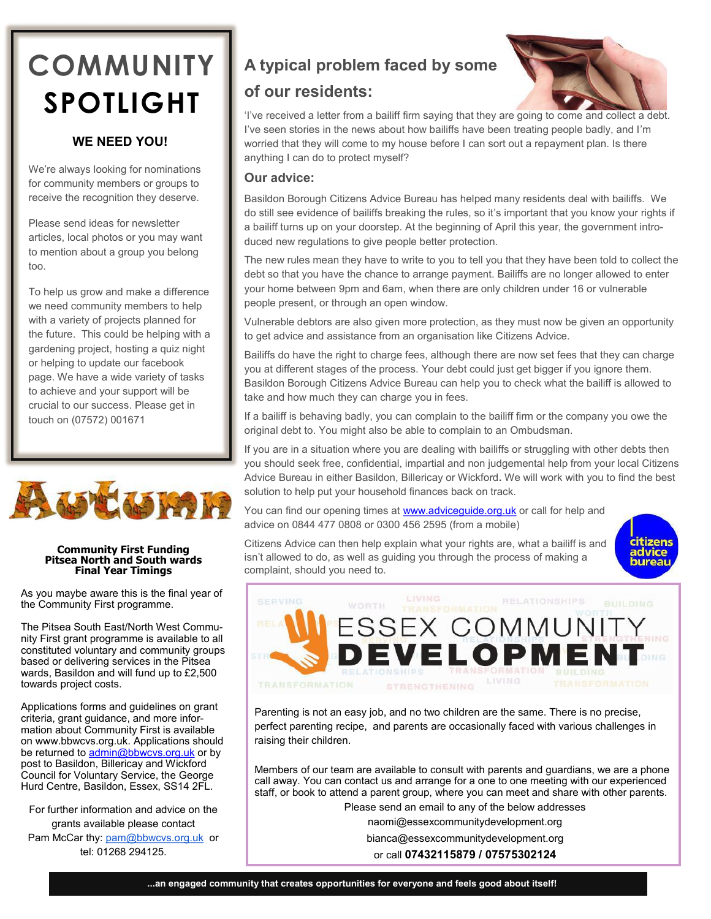# COMMUNITY SPOTLIGHT

### WE NEED YOU!

We're always looking for nominations for community members or groups to receive the recognition they deserve.

Please send ideas for newsletter articles, local photos or you may want to mention about a group you belong too.

To help us grow and make a difference we need community members to help with a variety of projects planned for the future. This could be helping with a gardening project, hosting a quiz night or helping to update our facebook page. We have a wide variety of tasks to achieve and your support will be crucial to our success. Please get in touch on (07572) 001671

## Autumn

**Community First Funding**
**Pitsea North and South wards**
**Final Year Timings**

As you maybe aware this is the final year of the Community First programme.

The Pitsea South East/North West Community First grant programme is available to all constituted voluntary and community groups based or delivering services in the Pitsea wards, Basildon and will fund up to £2,500 towards project costs.

Applications forms and guidelines on grant criteria, grant guidance, and more information about Community First is available on www.bbwcvs.org.uk. Applications should be returned to admin@bbwcvs.org.uk or by post to Basildon, Billericay and Wickford Council for Voluntary Service, the George Hurd Centre, Basildon, Essex, SS14 2FL.

For further information and advice on the grants available please contact Pam McCar thy: pam@bbwcvs.org.uk or tel: 01268 294125.

## A typical problem faced by some of our residents:

'I've received a letter from a bailiff firm saying that they are going to come and collect a debt. I've seen stories in the news about how bailiffs have been treating people badly, and I'm worried that they will come to my house before I can sort out a repayment plan. Is there anything I can do to protect myself?

### Our advice:

Basildon Borough Citizens Advice Bureau has helped many residents deal with bailiffs. We do still see evidence of bailiffs breaking the rules, so it's important that you know your rights if a bailiff turns up on your doorstep. At the beginning of April this year, the government introduced new regulations to give people better protection.

The new rules mean they have to write to you to tell you that they have been told to collect the debt so that you have the chance to arrange payment. Bailiffs are no longer allowed to enter your home between 9pm and 6am, when there are only children under 16 or vulnerable people present, or through an open window.

Vulnerable debtors are also given more protection, as they must now be given an opportunity to get advice and assistance from an organisation like Citizens Advice.

Bailiffs do have the right to charge fees, although there are now set fees that they can charge you at different stages of the process. Your debt could just get bigger if you ignore them. Basildon Borough Citizens Advice Bureau can help you to check what the bailiff is allowed to take and how much they can charge you in fees.

If a bailiff is behaving badly, you can complain to the bailiff firm or the company you owe the original debt to. You might also be able to complain to an Ombudsman.

If you are in a situation where you are dealing with bailiffs or struggling with other debts then you should seek free, confidential, impartial and non judgemental help from your local Citizens Advice Bureau in either Basildon, Billericay or Wickford. We will work with you to find the best solution to help put your household finances back on track.

You can find our opening times at www.adviceguide.org.uk or call for help and advice on 0844 477 0808 or 0300 456 2595 (from a mobile)

Citizens Advice can then help explain what your rights are, what a bailiff is and isn't allowed to do, as well as guiding you through the process of making a complaint, should you need to.

citizens advice bureau

## ESSEX COMMUNITY DEVELOPMENT

Parenting is not an easy job, and no two children are the same. There is no precise, perfect parenting recipe, and parents are occasionally faced with various challenges in raising their children.

Members of our team are available to consult with parents and guardians, we are a phone call away. You can contact us and arrange for a one to one meeting with our experienced staff, or book to attend a parent group, where you can meet and share with other parents.

Please send an email to any of the below addresses
naomi@essexcommunitydevelopment.org
bianca@essexcommunitydevelopment.org
or call **07432115879 / 07575302124**

**...an engaged community that creates opportunities for everyone and feels good about itself!**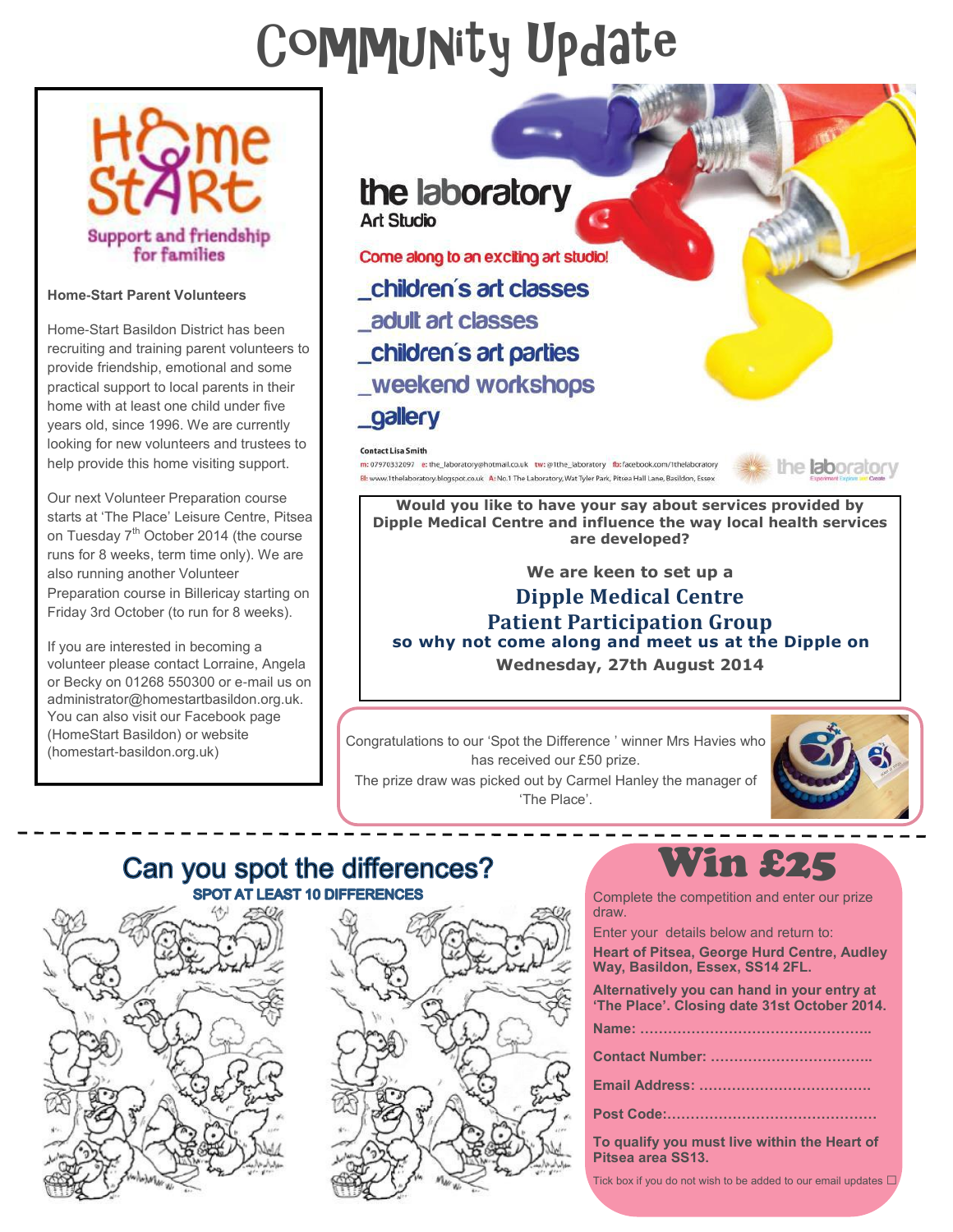# Community Update

Home-Start

Support and friendship for families

**Home-Start Parent Volunteers**

Home-Start Basildon District has been recruiting and training parent volunteers to provide friendship, emotional and some practical support to local parents in their home with at least one child under five years old, since 1996. We are currently looking for new volunteers and trustees to help provide this home visiting support.

Our next Volunteer Preparation course starts at 'The Place' Leisure Centre, Pitsea on Tuesday 7th October 2014 (the course runs for 8 weeks, term time only). We are also running another Volunteer Preparation course in Billericay starting on Friday 3rd October (to run for 8 weeks).

If you are interested in becoming a volunteer please contact Lorraine, Angela or Becky on 01268 550300 or e-mail us on administrator@homestartbasildon.org.uk. You can also visit our Facebook page (HomeStart Basildon) or website (homestart-basildon.org.uk)

## the laboratory

Art Studio

Come along to an exciting art studio!

- _children's art classes
- _adult art classes
- _children's art parties
- _weekend workshops
- _gallery

Contact Lisa Smith

m: 07970332097 e: the_laboratory@hotmail.co.uk tw: @1the_laboratory fb: facebook.com/1thelaboratory
bl: www.1thelaboratory.blogspot.co.uk A: No.1 The Laboratory, Wat Tyler Park, Pitsea Hall Lane, Basildon, Essex

the laboratory — Experiment Explore and Create

**Would you like to have your say about services provided by Dipple Medical Centre and influence the way local health services are developed?**

**We are keen to set up a**

**Dipple Medical Centre Patient Participation Group**

**so why not come along and meet us at the Dipple on Wednesday, 27th August 2014**

Congratulations to our 'Spot the Difference ' winner Mrs Havies who has received our £50 prize. The prize draw was picked out by Carmel Hanley the manager of 'The Place'.

---

## Can you spot the differences?

**SPOT AT LEAST 10 DIFFERENCES**

## Win £25

Complete the competition and enter our prize draw.

Enter your details below and return to:

**Heart of Pitsea, George Hurd Centre, Audley Way, Basildon, Essex, SS14 2FL.**

**Alternatively you can hand in your entry at 'The Place'. Closing date 31st October 2014.**

**Name: …………………………………………..**

**Contact Number: ……………………………..**

**Email Address: ………………………………**

**Post Code:………………………………………**

**To qualify you must live within the Heart of Pitsea area SS13.**

Tick box if you do not wish to be added to our email updates ☐